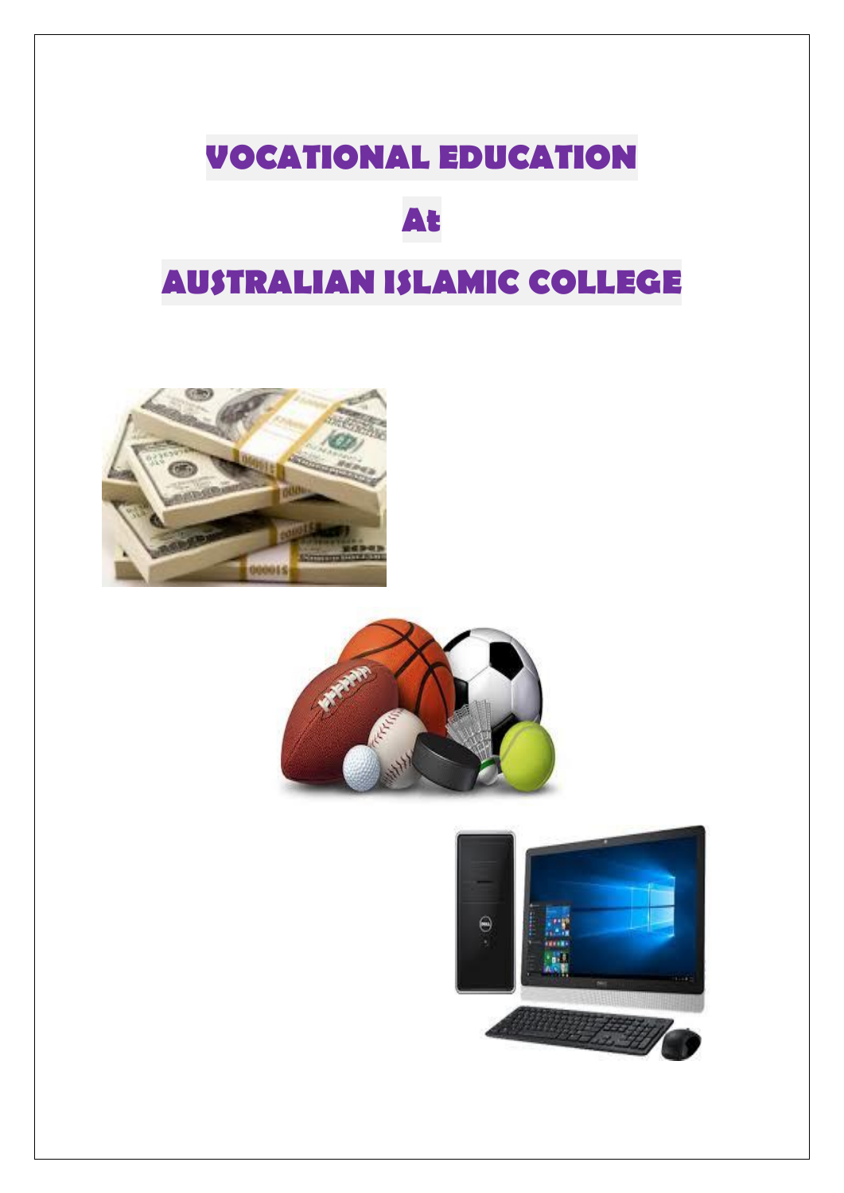# VOCATIONAL EDUCATION

# At

# AUSTRALIAN ISLAMIC COLLEGE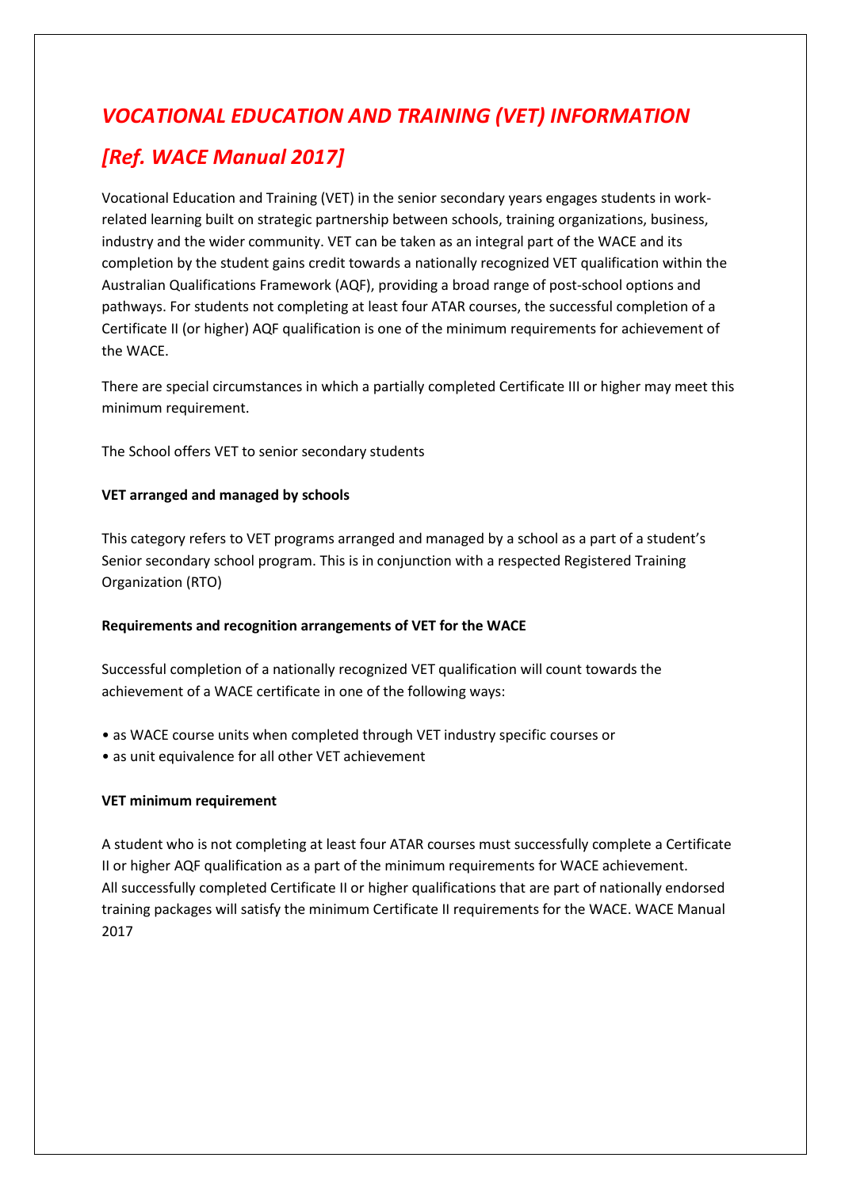# *VOCATIONAL EDUCATION AND TRAINING (VET) INFORMATION*

# *[Ref. WACE Manual 2017]*

Vocational Education and Training (VET) in the senior secondary years engages students in work-related learning built on strategic partnership between schools, training organizations, business, industry and the wider community. VET can be taken as an integral part of the WACE and its completion by the student gains credit towards a nationally recognized VET qualification within the Australian Qualifications Framework (AQF), providing a broad range of post-school options and pathways. For students not completing at least four ATAR courses, the successful completion of a Certificate II (or higher) AQF qualification is one of the minimum requirements for achievement of the WACE.

There are special circumstances in which a partially completed Certificate III or higher may meet this minimum requirement.

The School offers VET to senior secondary students

**VET arranged and managed by schools**

This category refers to VET programs arranged and managed by a school as a part of a student's Senior secondary school program. This is in conjunction with a respected Registered Training Organization (RTO)

**Requirements and recognition arrangements of VET for the WACE**

Successful completion of a nationally recognized VET qualification will count towards the achievement of a WACE certificate in one of the following ways:

- as WACE course units when completed through VET industry specific courses or
- as unit equivalence for all other VET achievement

**VET minimum requirement**

A student who is not completing at least four ATAR courses must successfully complete a Certificate II or higher AQF qualification as a part of the minimum requirements for WACE achievement. All successfully completed Certificate II or higher qualifications that are part of nationally endorsed training packages will satisfy the minimum Certificate II requirements for the WACE. WACE Manual 2017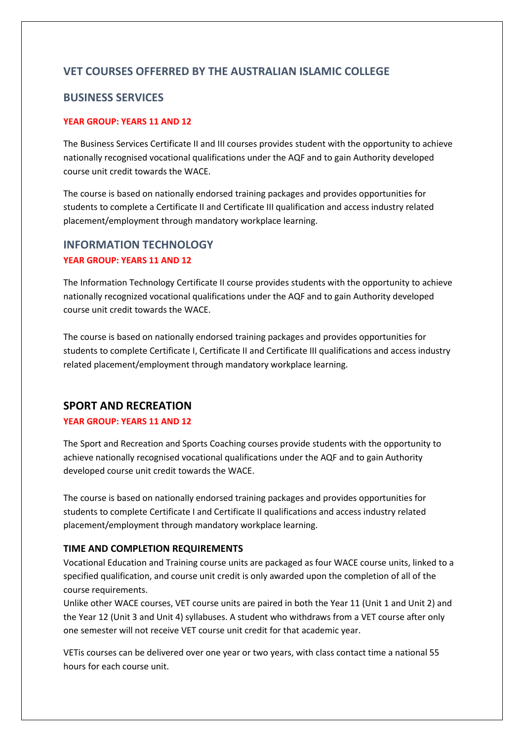## VET COURSES OFFERRED BY THE AUSTRALIAN ISLAMIC COLLEGE

## BUSINESS SERVICES

**YEAR GROUP: YEARS 11 AND 12**

The Business Services Certificate II and III courses provides student with the opportunity to achieve nationally recognised vocational qualifications under the AQF and to gain Authority developed course unit credit towards the WACE.

The course is based on nationally endorsed training packages and provides opportunities for students to complete a Certificate II and Certificate III qualification and access industry related placement/employment through mandatory workplace learning.

## INFORMATION TECHNOLOGY

**YEAR GROUP: YEARS 11 AND 12**

The Information Technology Certificate II course provides students with the opportunity to achieve nationally recognized vocational qualifications under the AQF and to gain Authority developed course unit credit towards the WACE.

The course is based on nationally endorsed training packages and provides opportunities for students to complete Certificate I, Certificate II and Certificate III qualifications and access industry related placement/employment through mandatory workplace learning.

## SPORT AND RECREATION

**YEAR GROUP: YEARS 11 AND 12**

The Sport and Recreation and Sports Coaching courses provide students with the opportunity to achieve nationally recognised vocational qualifications under the AQF and to gain Authority developed course unit credit towards the WACE.

The course is based on nationally endorsed training packages and provides opportunities for students to complete Certificate I and Certificate II qualifications and access industry related placement/employment through mandatory workplace learning.

### TIME AND COMPLETION REQUIREMENTS

Vocational Education and Training course units are packaged as four WACE course units, linked to a specified qualification, and course unit credit is only awarded upon the completion of all of the course requirements.

Unlike other WACE courses, VET course units are paired in both the Year 11 (Unit 1 and Unit 2) and the Year 12 (Unit 3 and Unit 4) syllabuses. A student who withdraws from a VET course after only one semester will not receive VET course unit credit for that academic year.

VETis courses can be delivered over one year or two years, with class contact time a national 55 hours for each course unit.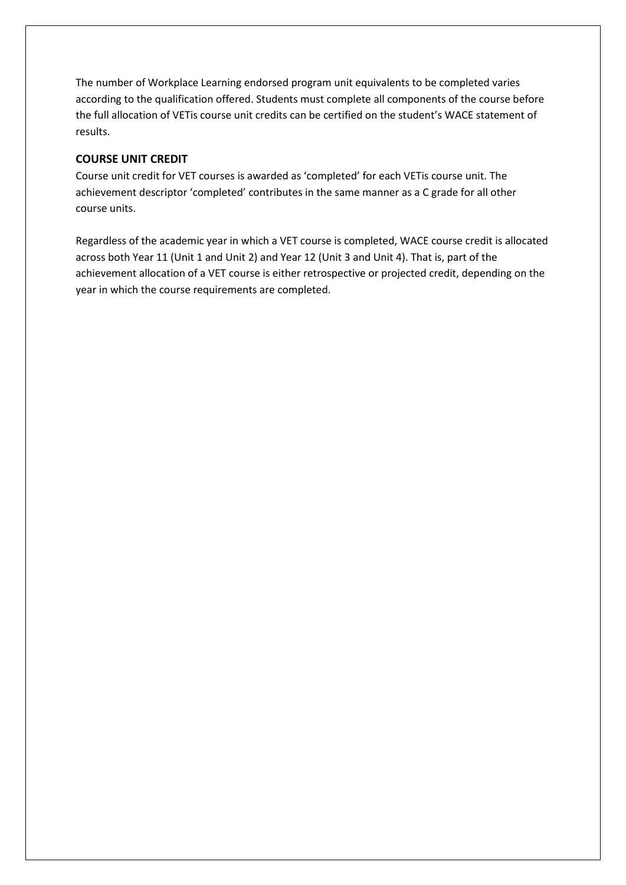The number of Workplace Learning endorsed program unit equivalents to be completed varies according to the qualification offered. Students must complete all components of the course before the full allocation of VETis course unit credits can be certified on the student's WACE statement of results.

### COURSE UNIT CREDIT

Course unit credit for VET courses is awarded as 'completed' for each VETis course unit. The achievement descriptor 'completed' contributes in the same manner as a C grade for all other course units.

Regardless of the academic year in which a VET course is completed, WACE course credit is allocated across both Year 11 (Unit 1 and Unit 2) and Year 12 (Unit 3 and Unit 4). That is, part of the achievement allocation of a VET course is either retrospective or projected credit, depending on the year in which the course requirements are completed.